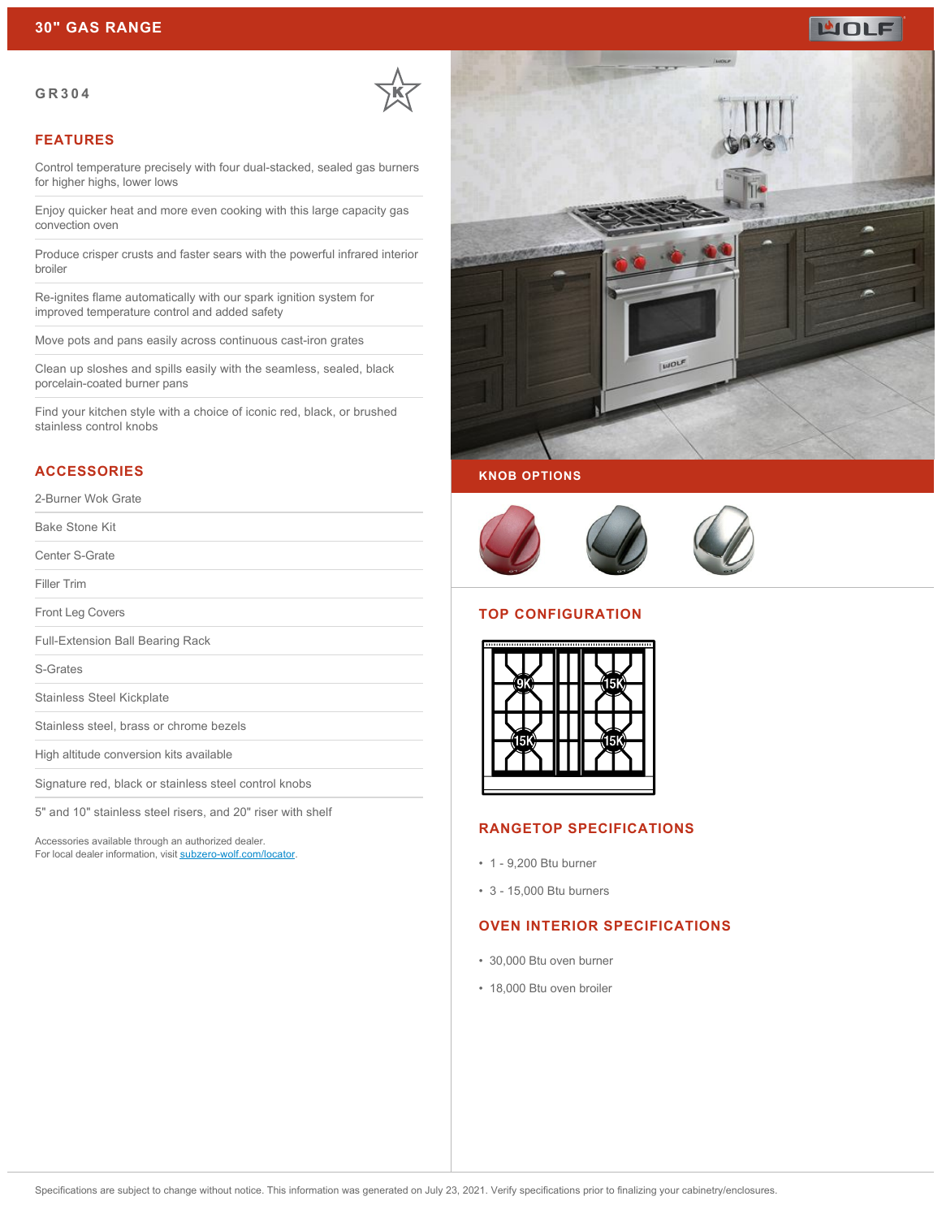# 30" GAS RANGE

## GR304

## FEATURES

Control temperature precisely with four dual-stacked, sealed gas burners for higher highs, lower lows

Enjoy quicker heat and more even cooking with this large capacity gas convection oven

Produce crisper crusts and faster sears with the powerful infrared interior broiler

Re-ignites flame automatically with our spark ignition system for improved temperature control and added safety

Move pots and pans easily across continuous cast-iron grates

Clean up sloshes and spills easily with the seamless, sealed, black porcelain-coated burner pans

Find your kitchen style with a choice of iconic red, black, or brushed stainless control knobs

## ACCESSORIES

2-Burner Wok Grate

Bake Stone Kit

Center S-Grate

Filler Trim

Front Leg Covers

Full-Extension Ball Bearing Rack

S-Grates

Stainless Steel Kickplate

Stainless steel, brass or chrome bezels

High altitude conversion kits available

Signature red, black or stainless steel control knobs

5" and 10" stainless steel risers, and 20" riser with shelf

Accessories available through an authorized dealer.
For local dealer information, visit subzero-wolf.com/locator.

## KNOB OPTIONS

## TOP CONFIGURATION

9K 15K
15K 15K

## RANGETOP SPECIFICATIONS

- 1 - 9,200 Btu burner
- 3 - 15,000 Btu burners

## OVEN INTERIOR SPECIFICATIONS

- 30,000 Btu oven burner
- 18,000 Btu oven broiler

Specifications are subject to change without notice. This information was generated on July 23, 2021. Verify specifications prior to finalizing your cabinetry/enclosures.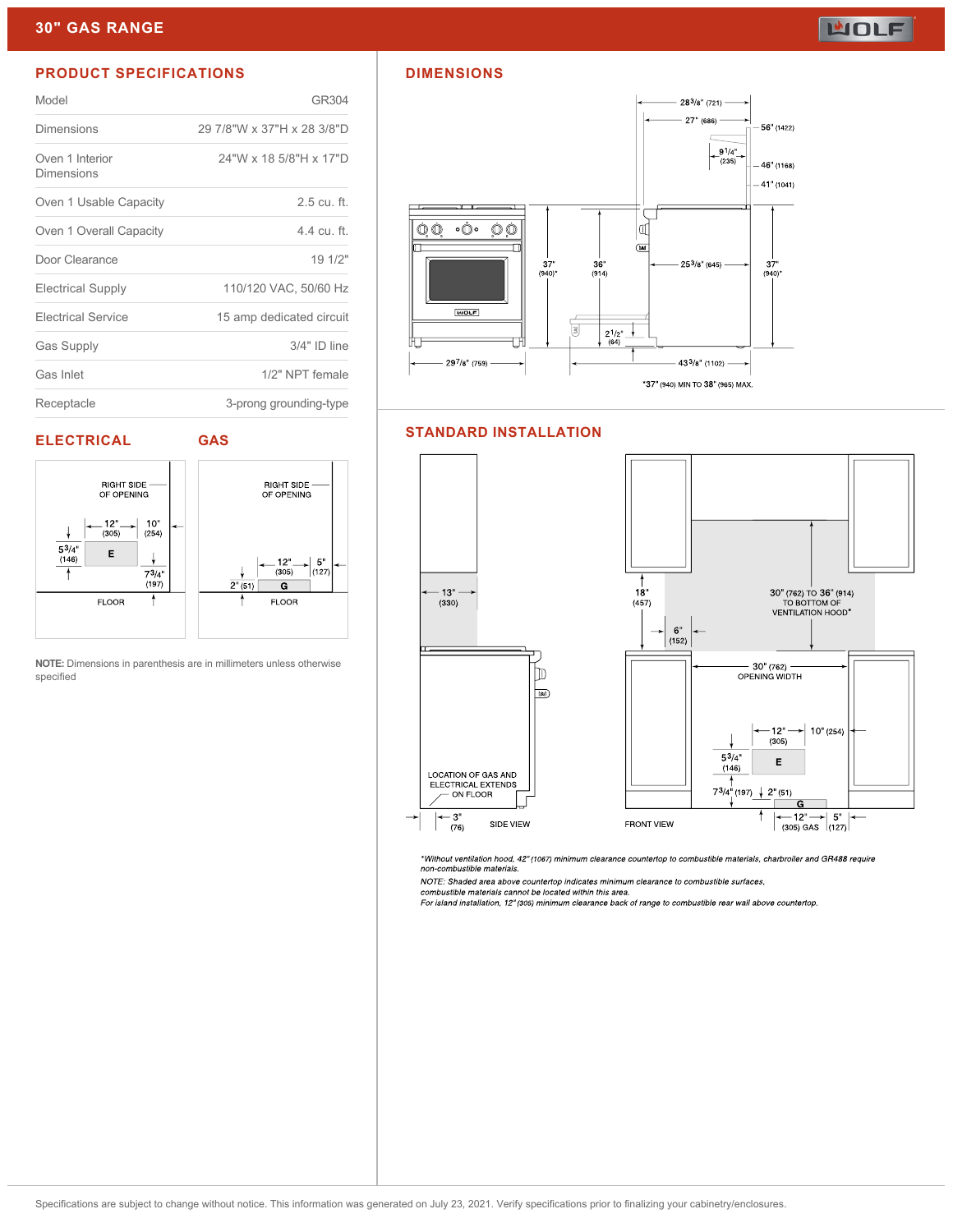# 30" GAS RANGE

## PRODUCT SPECIFICATIONS

| | |
|---|---|
| Model | GR304 |
| Dimensions | 29 7/8"W x 37"H x 28 3/8"D |
| Oven 1 Interior Dimensions | 24"W x 18 5/8"H x 17"D |
| Oven 1 Usable Capacity | 2.5 cu. ft. |
| Oven 1 Overall Capacity | 4.4 cu. ft. |
| Door Clearance | 19 1/2" |
| Electrical Supply | 110/120 VAC, 50/60 Hz |
| Electrical Service | 15 amp dedicated circuit |
| Gas Supply | 3/4" ID line |
| Gas Inlet | 1/2" NPT female |
| Receptacle | 3-prong grounding-type |

## ELECTRICAL

RIGHT SIDE OF OPENING
12" (305)
10" (254)
5 3/4" (146)
E
7 3/4" (197)
FLOOR

## GAS

RIGHT SIDE OF OPENING
12" (305)
5" (127)
2" (51)
G
FLOOR

**NOTE:** Dimensions in parenthesis are in millimeters unless otherwise specified

## DIMENSIONS

28 3/8" (721)
27" (686)
56" (1422)
9 1/4" (235)
46" (1168)
41" (1041)
37" (940)*
36" (914)
25 3/8" (645)
37" (940)*
2 1/2" (64)
29 7/8" (759)
43 3/8" (1102)
*37" (940) MIN TO 38" (965) MAX.

## STANDARD INSTALLATION

13" (330)
18" (457)
6" (152)
30" (762) TO 36" (914) TO BOTTOM OF VENTILATION HOOD*
30" (762) OPENING WIDTH
12" (305)
10" (254)
5 3/4" (146)
E
7 3/4" (197)
2" (51)
G
12" (305) GAS
5" (127)
3" (76)
LOCATION OF GAS AND ELECTRICAL EXTENDS ON FLOOR
SIDE VIEW
FRONT VIEW

*\*Without ventilation hood, 42" (1067) minimum clearance countertop to combustible materials, charbroiler and GR488 require non-combustible materials.*

*NOTE: Shaded area above countertop indicates minimum clearance to combustible surfaces, combustible materials cannot be located within this area.*

*For island installation, 12" (305) minimum clearance back of range to combustible rear wall above countertop.*

Specifications are subject to change without notice. This information was generated on July 23, 2021. Verify specifications prior to finalizing your cabinetry/enclosures.